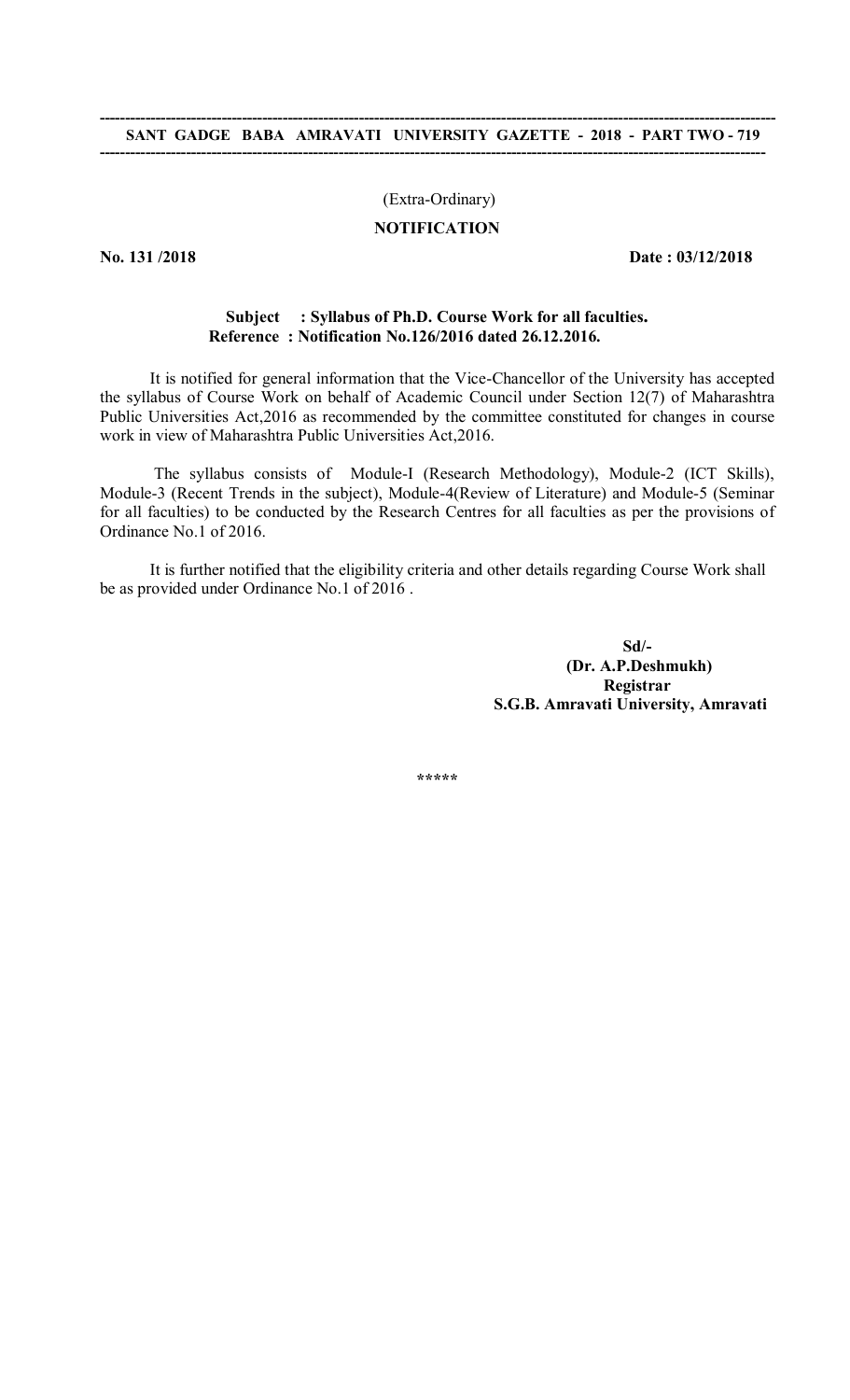(Extra-Ordinary)

**NOTIFICATION**

**No. 131 /2018** **Date : 03/12/2018**

**Subject : Syllabus of Ph.D. Course Work for all faculties.**
**Reference : Notification No.126/2016 dated 26.12.2016.**

It is notified for general information that the Vice-Chancellor of the University has accepted the syllabus of Course Work on behalf of Academic Council under Section 12(7) of Maharashtra Public Universities Act,2016 as recommended by the committee constituted for changes in course work in view of Maharashtra Public Universities Act,2016.

The syllabus consists of Module-I (Research Methodology), Module-2 (ICT Skills), Module-3 (Recent Trends in the subject), Module-4(Review of Literature) and Module-5 (Seminar for all faculties) to be conducted by the Research Centres for all faculties as per the provisions of Ordinance No.1 of 2016.

It is further notified that the eligibility criteria and other details regarding Course Work shall be as provided under Ordinance No.1 of 2016 .

**Sd/-**
**(Dr. A.P.Deshmukh)**
**Registrar**
**S.G.B. Amravati University, Amravati**

\*\*\*\*\*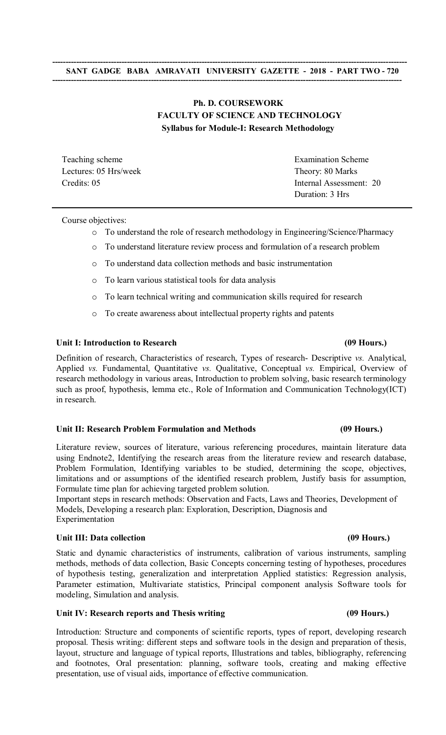## Ph. D. COURSEWORK
## FACULTY OF SCIENCE AND TECHNOLOGY
### Syllabus for Module-I: Research Methodology

| | |
|---|---|
| Teaching scheme | Examination Scheme |
| Lectures: 05 Hrs/week | Theory: 80 Marks |
| Credits: 05 | Internal Assessment: 20 |
| | Duration: 3 Hrs |

Course objectives:

- To understand the role of research methodology in Engineering/Science/Pharmacy
- To understand literature review process and formulation of a research problem
- To understand data collection methods and basic instrumentation
- To learn various statistical tools for data analysis
- To learn technical writing and communication skills required for research
- To create awareness about intellectual property rights and patents

**Unit I: Introduction to Research (09 Hours.)**

Definition of research, Characteristics of research, Types of research- Descriptive *vs.* Analytical, Applied *vs.* Fundamental, Quantitative *vs.* Qualitative, Conceptual *vs.* Empirical, Overview of research methodology in various areas, Introduction to problem solving, basic research terminology such as proof, hypothesis, lemma etc., Role of Information and Communication Technology(ICT) in research.

**Unit II: Research Problem Formulation and Methods (09 Hours.)**

Literature review, sources of literature, various referencing procedures, maintain literature data using Endnote2, Identifying the research areas from the literature review and research database, Problem Formulation, Identifying variables to be studied, determining the scope, objectives, limitations and or assumptions of the identified research problem, Justify basis for assumption, Formulate time plan for achieving targeted problem solution.

Important steps in research methods: Observation and Facts, Laws and Theories, Development of Models, Developing a research plan: Exploration, Description, Diagnosis and Experimentation

**Unit III: Data collection (09 Hours.)**

Static and dynamic characteristics of instruments, calibration of various instruments, sampling methods, methods of data collection, Basic Concepts concerning testing of hypotheses, procedures of hypothesis testing, generalization and interpretation Applied statistics: Regression analysis, Parameter estimation, Multivariate statistics, Principal component analysis Software tools for modeling, Simulation and analysis.

**Unit IV: Research reports and Thesis writing (09 Hours.)**

Introduction: Structure and components of scientific reports, types of report, developing research proposal. Thesis writing: different steps and software tools in the design and preparation of thesis, layout, structure and language of typical reports, Illustrations and tables, bibliography, referencing and footnotes, Oral presentation: planning, software tools, creating and making effective presentation, use of visual aids, importance of effective communication.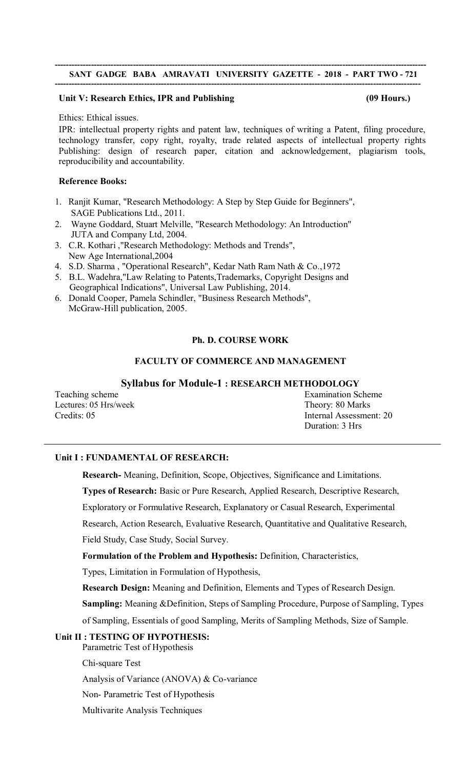**Unit V: Research Ethics, IPR and Publishing (09 Hours.)**

Ethics: Ethical issues.

IPR: intellectual property rights and patent law, techniques of writing a Patent, filing procedure, technology transfer, copy right, royalty, trade related aspects of intellectual property rights Publishing: design of research paper, citation and acknowledgement, plagiarism tools, reproducibility and accountability.

**Reference Books:**

1. Ranjit Kumar, "Research Methodology: A Step by Step Guide for Beginners", SAGE Publications Ltd., 2011.
2. Wayne Goddard, Stuart Melville, "Research Methodology: An Introduction" JUTA and Company Ltd, 2004.
3. C.R. Kothari ,"Research Methodology: Methods and Trends", New Age International,2004
4. S.D. Sharma , "Operational Research", Kedar Nath Ram Nath & Co.,1972
5. B.L. Wadehra,"Law Relating to Patents,Trademarks, Copyright Designs and Geographical Indications", Universal Law Publishing, 2014.
6. Donald Cooper, Pamela Schindler, "Business Research Methods", McGraw-Hill publication, 2005.

## Ph. D. COURSE WORK

## FACULTY OF COMMERCE AND MANAGEMENT

### Syllabus for Module-1 : RESEARCH METHODOLOGY

| Teaching scheme | Examination Scheme |
|---|---|
| Lectures: 05 Hrs/week | Theory: 80 Marks |
| Credits: 05 | Internal Assessment: 20 |
| | Duration: 3 Hrs |

**Unit I : FUNDAMENTAL OF RESEARCH:**

**Research-** Meaning, Definition, Scope, Objectives, Significance and Limitations.

**Types of Research:** Basic or Pure Research, Applied Research, Descriptive Research, Exploratory or Formulative Research, Explanatory or Casual Research, Experimental Research, Action Research, Evaluative Research, Quantitative and Qualitative Research, Field Study, Case Study, Social Survey.

**Formulation of the Problem and Hypothesis:** Definition, Characteristics, Types, Limitation in Formulation of Hypothesis,

**Research Design:** Meaning and Definition, Elements and Types of Research Design.

**Sampling:** Meaning &Definition, Steps of Sampling Procedure, Purpose of Sampling, Types of Sampling, Essentials of good Sampling, Merits of Sampling Methods, Size of Sample.

**Unit II : TESTING OF HYPOTHESIS:**

Parametric Test of Hypothesis

Chi-square Test

Analysis of Variance (ANOVA) & Co-variance

Non- Parametric Test of Hypothesis

Multivarite Analysis Techniques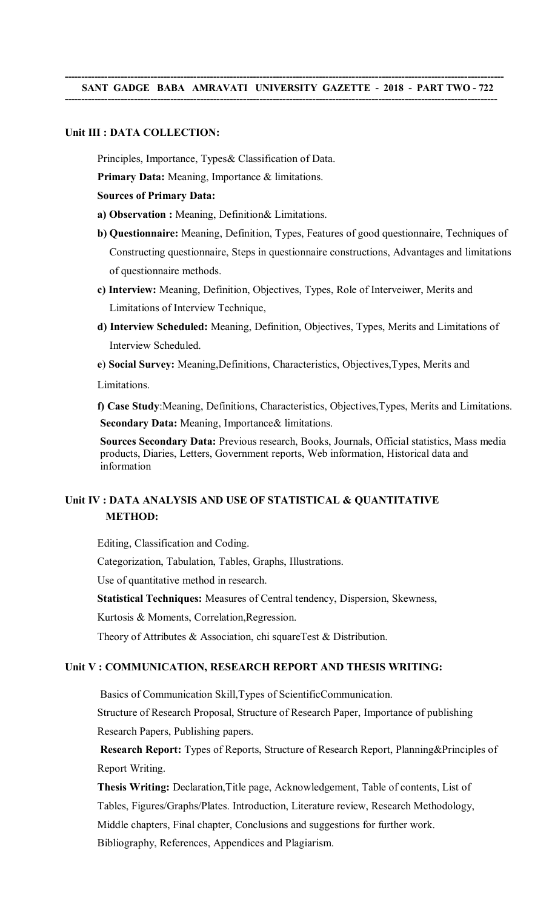**Unit III : DATA COLLECTION:**

Principles, Importance, Types& Classification of Data.

**Primary Data:** Meaning, Importance & limitations.

**Sources of Primary Data:**

**a) Observation :** Meaning, Definition& Limitations.

**b) Questionnaire:** Meaning, Definition, Types, Features of good questionnaire, Techniques of Constructing questionnaire, Steps in questionnaire constructions, Advantages and limitations of questionnaire methods.

**c) Interview:** Meaning, Definition, Objectives, Types, Role of Interveiwer, Merits and Limitations of Interview Technique,

**d) Interview Scheduled:** Meaning, Definition, Objectives, Types, Merits and Limitations of Interview Scheduled.

**e**) **Social Survey:** Meaning,Definitions, Characteristics, Objectives,Types, Merits and Limitations.

**f) Case Study**:Meaning, Definitions, Characteristics, Objectives,Types, Merits and Limitations.

**Secondary Data:** Meaning, Importance& limitations.

**Sources Secondary Data:** Previous research, Books, Journals, Official statistics, Mass media products, Diaries, Letters, Government reports, Web information, Historical data and information

**Unit IV : DATA ANALYSIS AND USE OF STATISTICAL & QUANTITATIVE METHOD:**

Editing, Classification and Coding.

Categorization, Tabulation, Tables, Graphs, Illustrations.

Use of quantitative method in research.

**Statistical Techniques:** Measures of Central tendency, Dispersion, Skewness, Kurtosis & Moments, Correlation,Regression.

Theory of Attributes & Association, chi squareTest & Distribution.

**Unit V : COMMUNICATION, RESEARCH REPORT AND THESIS WRITING:**

Basics of Communication Skill,Types of ScientificCommunication.

Structure of Research Proposal, Structure of Research Paper, Importance of publishing Research Papers, Publishing papers.

**Research Report:** Types of Reports, Structure of Research Report, Planning&Principles of Report Writing.

**Thesis Writing:** Declaration,Title page, Acknowledgement, Table of contents, List of Tables, Figures/Graphs/Plates. Introduction, Literature review, Research Methodology, Middle chapters, Final chapter, Conclusions and suggestions for further work.

Bibliography, References, Appendices and Plagiarism.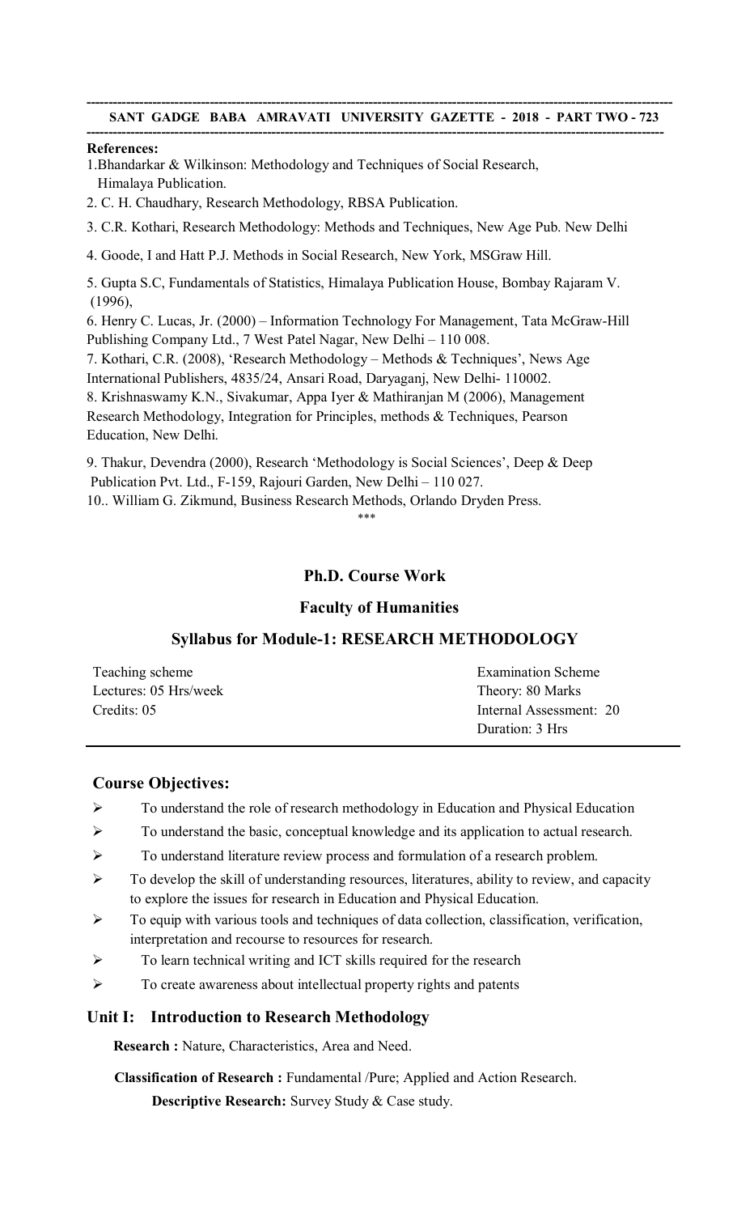**References:**

1.Bhandarkar & Wilkinson: Methodology and Techniques of Social Research, Himalaya Publication.

2. C. H. Chaudhary, Research Methodology, RBSA Publication.

3. C.R. Kothari, Research Methodology: Methods and Techniques, New Age Pub. New Delhi

4. Goode, I and Hatt P.J. Methods in Social Research, New York, MSGraw Hill.

5. Gupta S.C, Fundamentals of Statistics, Himalaya Publication House, Bombay Rajaram V. (1996),

6. Henry C. Lucas, Jr. (2000) – Information Technology For Management, Tata McGraw-Hill Publishing Company Ltd., 7 West Patel Nagar, New Delhi – 110 008.

7. Kothari, C.R. (2008), 'Research Methodology – Methods & Techniques', News Age International Publishers, 4835/24, Ansari Road, Daryaganj, New Delhi- 110002.

8. Krishnaswamy K.N., Sivakumar, Appa Iyer & Mathiranjan M (2006), Management Research Methodology, Integration for Principles, methods & Techniques, Pearson Education, New Delhi.

9. Thakur, Devendra (2000), Research 'Methodology is Social Sciences', Deep & Deep Publication Pvt. Ltd., F-159, Rajouri Garden, New Delhi – 110 027.

10.. William G. Zikmund, Business Research Methods, Orlando Dryden Press.

\*\*\*

## Ph.D. Course Work

## Faculty of Humanities

## Syllabus for Module-1: RESEARCH METHODOLOGY

| Teaching scheme | Examination Scheme |
|---|---|
| Lectures: 05 Hrs/week | Theory: 80 Marks |
| Credits: 05 | Internal Assessment: 20 |
| | Duration: 3 Hrs |

### Course Objectives:

- To understand the role of research methodology in Education and Physical Education
- To understand the basic, conceptual knowledge and its application to actual research.
- To understand literature review process and formulation of a research problem.
- To develop the skill of understanding resources, literatures, ability to review, and capacity to explore the issues for research in Education and Physical Education.
- To equip with various tools and techniques of data collection, classification, verification, interpretation and recourse to resources for research.
- To learn technical writing and ICT skills required for the research
- To create awareness about intellectual property rights and patents

### Unit I: Introduction to Research Methodology

**Research :** Nature, Characteristics, Area and Need.

**Classification of Research :** Fundamental /Pure; Applied and Action Research.

**Descriptive Research:** Survey Study & Case study.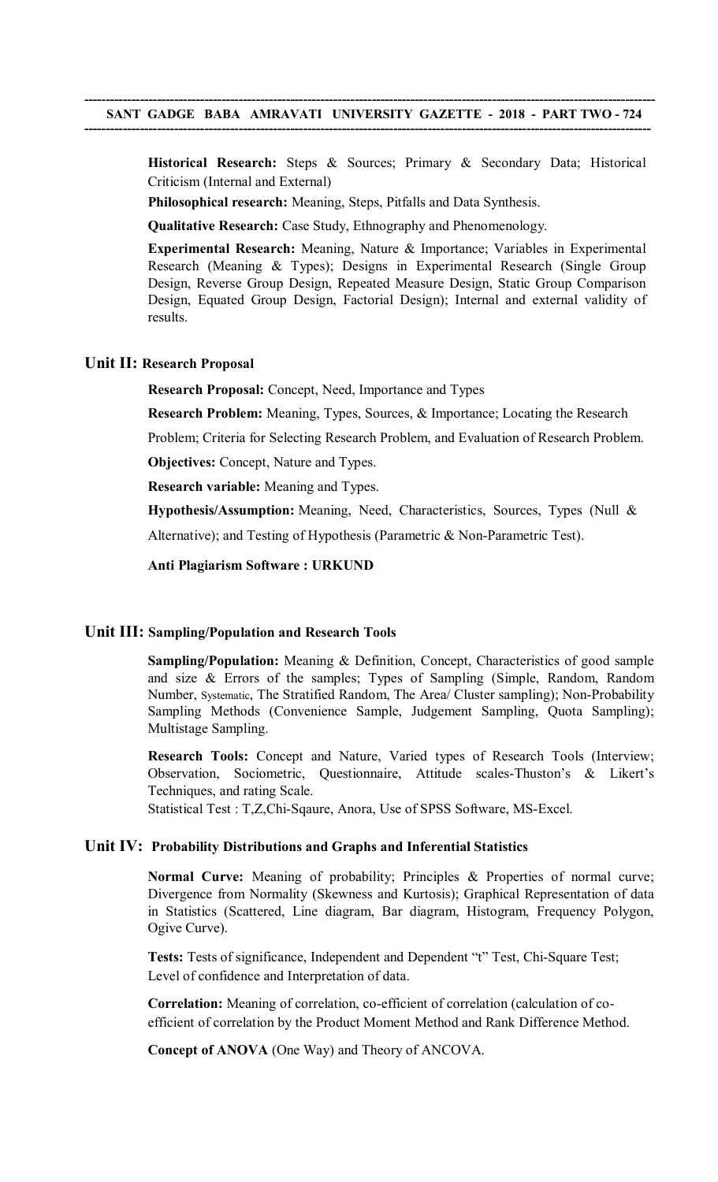**Historical Research:** Steps & Sources; Primary & Secondary Data; Historical Criticism (Internal and External)

**Philosophical research:** Meaning, Steps, Pitfalls and Data Synthesis.

**Qualitative Research:** Case Study, Ethnography and Phenomenology.

**Experimental Research:** Meaning, Nature & Importance; Variables in Experimental Research (Meaning & Types); Designs in Experimental Research (Single Group Design, Reverse Group Design, Repeated Measure Design, Static Group Comparison Design, Equated Group Design, Factorial Design); Internal and external validity of results.

## Unit II: Research Proposal

**Research Proposal:** Concept, Need, Importance and Types

**Research Problem:** Meaning, Types, Sources, & Importance; Locating the Research Problem; Criteria for Selecting Research Problem, and Evaluation of Research Problem.

**Objectives:** Concept, Nature and Types.

**Research variable:** Meaning and Types.

**Hypothesis/Assumption:** Meaning, Need, Characteristics, Sources, Types (Null & Alternative); and Testing of Hypothesis (Parametric & Non-Parametric Test).

**Anti Plagiarism Software : URKUND**

## Unit III: Sampling/Population and Research Tools

**Sampling/Population:** Meaning & Definition, Concept, Characteristics of good sample and size & Errors of the samples; Types of Sampling (Simple, Random, Random Number, Systematic, The Stratified Random, The Area/ Cluster sampling); Non-Probability Sampling Methods (Convenience Sample, Judgement Sampling, Quota Sampling); Multistage Sampling.

**Research Tools:** Concept and Nature, Varied types of Research Tools (Interview; Observation, Sociometric, Questionnaire, Attitude scales-Thuston's & Likert's Techniques, and rating Scale.

Statistical Test : T,Z,Chi-Sqaure, Anora, Use of SPSS Software, MS-Excel.

## Unit IV: Probability Distributions and Graphs and Inferential Statistics

**Normal Curve:** Meaning of probability; Principles & Properties of normal curve; Divergence from Normality (Skewness and Kurtosis); Graphical Representation of data in Statistics (Scattered, Line diagram, Bar diagram, Histogram, Frequency Polygon, Ogive Curve).

**Tests:** Tests of significance, Independent and Dependent "t" Test, Chi-Square Test; Level of confidence and Interpretation of data.

**Correlation:** Meaning of correlation, co-efficient of correlation (calculation of co-efficient of correlation by the Product Moment Method and Rank Difference Method.

**Concept of ANOVA** (One Way) and Theory of ANCOVA.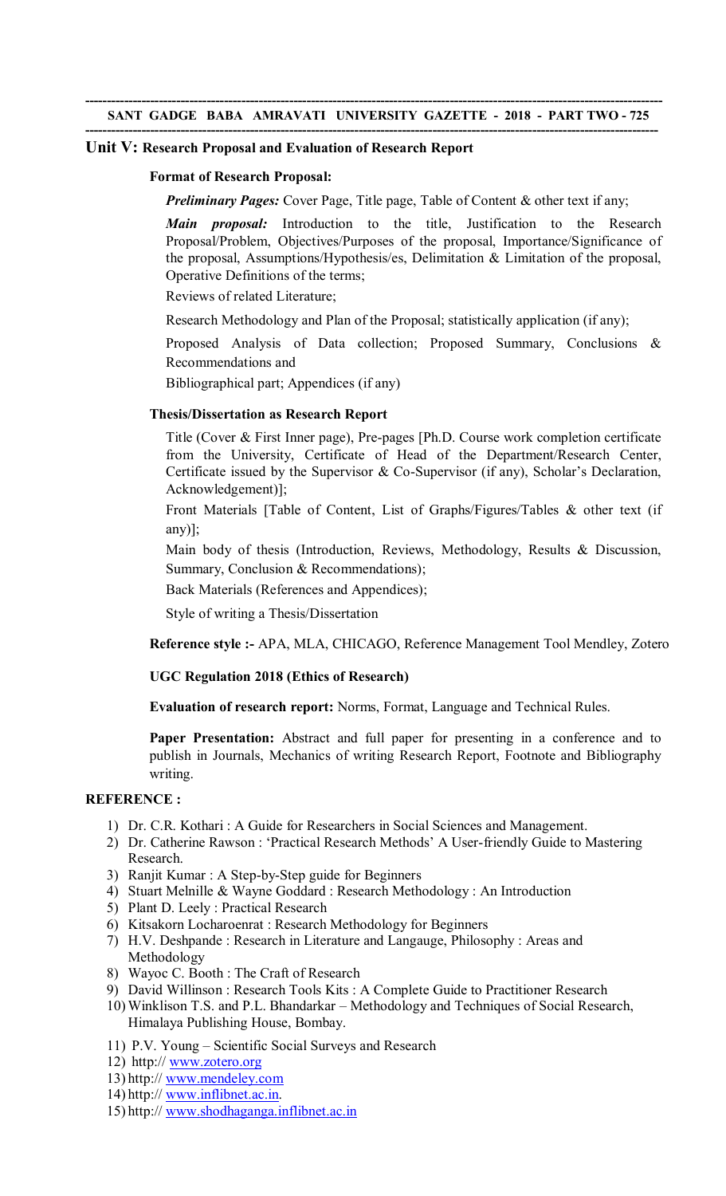## Unit V: Research Proposal and Evaluation of Research Report

**Format of Research Proposal:**

***Preliminary Pages:*** Cover Page, Title page, Table of Content & other text if any;

***Main proposal:*** Introduction to the title, Justification to the Research Proposal/Problem, Objectives/Purposes of the proposal, Importance/Significance of the proposal, Assumptions/Hypothesis/es, Delimitation & Limitation of the proposal, Operative Definitions of the terms;

Reviews of related Literature;

Research Methodology and Plan of the Proposal; statistically application (if any);

Proposed Analysis of Data collection; Proposed Summary, Conclusions & Recommendations and

Bibliographical part; Appendices (if any)

**Thesis/Dissertation as Research Report**

Title (Cover & First Inner page), Pre-pages [Ph.D. Course work completion certificate from the University, Certificate of Head of the Department/Research Center, Certificate issued by the Supervisor & Co-Supervisor (if any), Scholar's Declaration, Acknowledgement)];

Front Materials [Table of Content, List of Graphs/Figures/Tables & other text (if any)];

Main body of thesis (Introduction, Reviews, Methodology, Results & Discussion, Summary, Conclusion & Recommendations);

Back Materials (References and Appendices);

Style of writing a Thesis/Dissertation

**Reference style :-** APA, MLA, CHICAGO, Reference Management Tool Mendley, Zotero

**UGC Regulation 2018 (Ethics of Research)**

**Evaluation of research report:** Norms, Format, Language and Technical Rules.

**Paper Presentation:** Abstract and full paper for presenting in a conference and to publish in Journals, Mechanics of writing Research Report, Footnote and Bibliography writing.

**REFERENCE :**

1) Dr. C.R. Kothari : A Guide for Researchers in Social Sciences and Management.
2) Dr. Catherine Rawson : 'Practical Research Methods' A User-friendly Guide to Mastering Research.
3) Ranjit Kumar : A Step-by-Step guide for Beginners
4) Stuart Melnille & Wayne Goddard : Research Methodology : An Introduction
5) Plant D. Leely : Practical Research
6) Kitsakorn Locharoenrat : Research Methodology for Beginners
7) H.V. Deshpande : Research in Literature and Langauge, Philosophy : Areas and Methodology
8) Wayoc C. Booth : The Craft of Research
9) David Willinson : Research Tools Kits : A Complete Guide to Practitioner Research
10) Winklison T.S. and P.L. Bhandarkar – Methodology and Techniques of Social Research, Himalaya Publishing House, Bombay.
11) P.V. Young – Scientific Social Surveys and Research
12) http:// www.zotero.org
13) http:// www.mendeley.com
14) http:// www.inflibnet.ac.in.
15) http:// www.shodhaganga.inflibnet.ac.in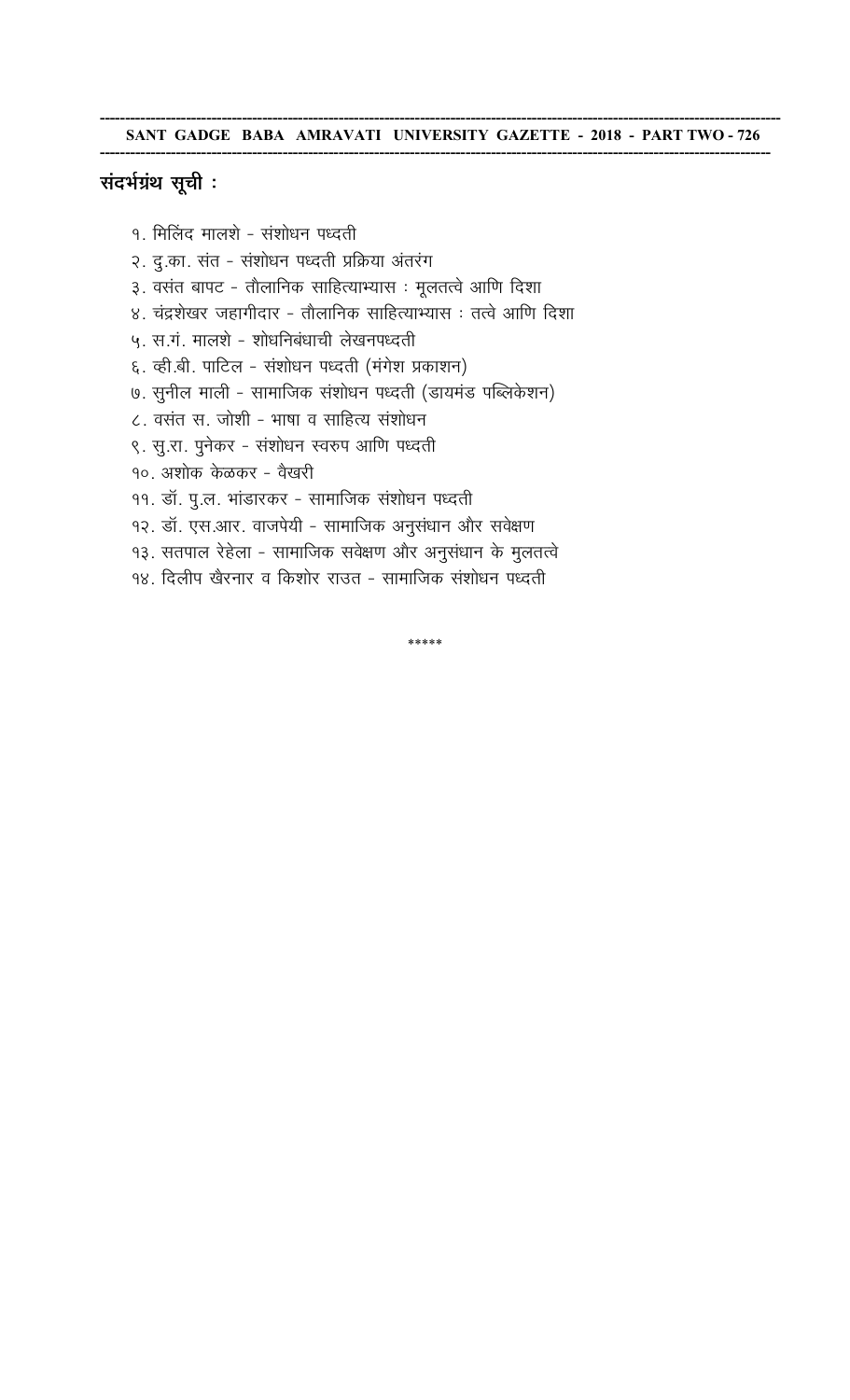## संदर्भग्रंथ सूची :

१. मिलिंद मालशे - संशोधन पध्दती
२. दु.का. संत - संशोधन पध्दती प्रक्रिया अंतरंग
३. वसंत बापट - तौलानिक साहित्याभ्यास : मूलतत्वे आणि दिशा
४. चंद्रशेखर जहागीदार - तौलानिक साहित्याभ्यास : तत्वे आणि दिशा
५. स.गं. मालशे - शोधनिबंधाची लेखनपध्दती
६. व्ही.बी. पाटिल - संशोधन पध्दती (मंगेश प्रकाशन)
७. सुनील माली - सामाजिक संशोधन पध्दती (डायमंड पब्लिकेशन)
८. वसंत स. जोशी - भाषा व साहित्य संशोधन
९. सु.रा. पुनेकर - संशोधन स्वरुप आणि पध्दती
१०. अशोक केळकर - वैखरी
११. डॉ. पु.ल. भांडारकर - सामाजिक संशोधन पध्दती
१२. डॉ. एस.आर. वाजपेयी - सामाजिक अनुसंधान और सवेक्षण
१३. सतपाल रेहेला - सामाजिक सवेक्षण और अनुसंधान के मुलतत्वे
१४. दिलीप खैरनार व किशोर राउत - सामाजिक संशोधन पध्दती

*****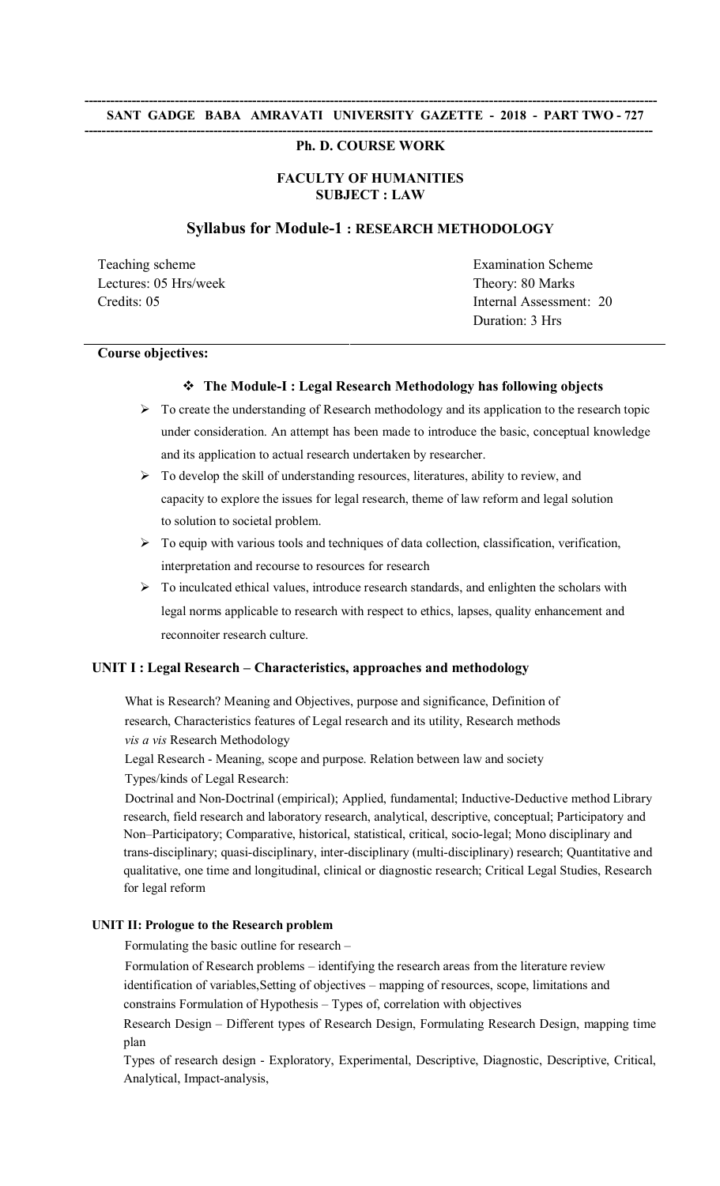## Ph. D. COURSE WORK

### FACULTY OF HUMANITIES
### SUBJECT : LAW

## Syllabus for Module-1 : RESEARCH METHODOLOGY

| | |
|---|---|
| Teaching scheme | Examination Scheme |
| Lectures: 05 Hrs/week | Theory: 80 Marks |
| Credits: 05 | Internal Assessment: 20 |
| | Duration: 3 Hrs |

**Course objectives:**

- **The Module-I : Legal Research Methodology has following objects**
  - To create the understanding of Research methodology and its application to the research topic under consideration. An attempt has been made to introduce the basic, conceptual knowledge and its application to actual research undertaken by researcher.
  - To develop the skill of understanding resources, literatures, ability to review, and capacity to explore the issues for legal research, theme of law reform and legal solution to solution to societal problem.
  - To equip with various tools and techniques of data collection, classification, verification, interpretation and recourse to resources for research
  - To inculcated ethical values, introduce research standards, and enlighten the scholars with legal norms applicable to research with respect to ethics, lapses, quality enhancement and reconnoiter research culture.

**UNIT I : Legal Research – Characteristics, approaches and methodology**

What is Research? Meaning and Objectives, purpose and significance, Definition of research, Characteristics features of Legal research and its utility, Research methods *vis a vis* Research Methodology

Legal Research - Meaning, scope and purpose. Relation between law and society

Types/kinds of Legal Research:

Doctrinal and Non-Doctrinal (empirical); Applied, fundamental; Inductive-Deductive method Library research, field research and laboratory research, analytical, descriptive, conceptual; Participatory and Non–Participatory; Comparative, historical, statistical, critical, socio-legal; Mono disciplinary and trans-disciplinary; quasi-disciplinary, inter-disciplinary (multi-disciplinary) research; Quantitative and qualitative, one time and longitudinal, clinical or diagnostic research; Critical Legal Studies, Research for legal reform

**UNIT II: Prologue to the Research problem**

Formulating the basic outline for research –

Formulation of Research problems – identifying the research areas from the literature review identification of variables,Setting of objectives – mapping of resources, scope, limitations and constrains Formulation of Hypothesis – Types of, correlation with objectives

Research Design – Different types of Research Design, Formulating Research Design, mapping time plan

Types of research design - Exploratory, Experimental, Descriptive, Diagnostic, Descriptive, Critical, Analytical, Impact-analysis,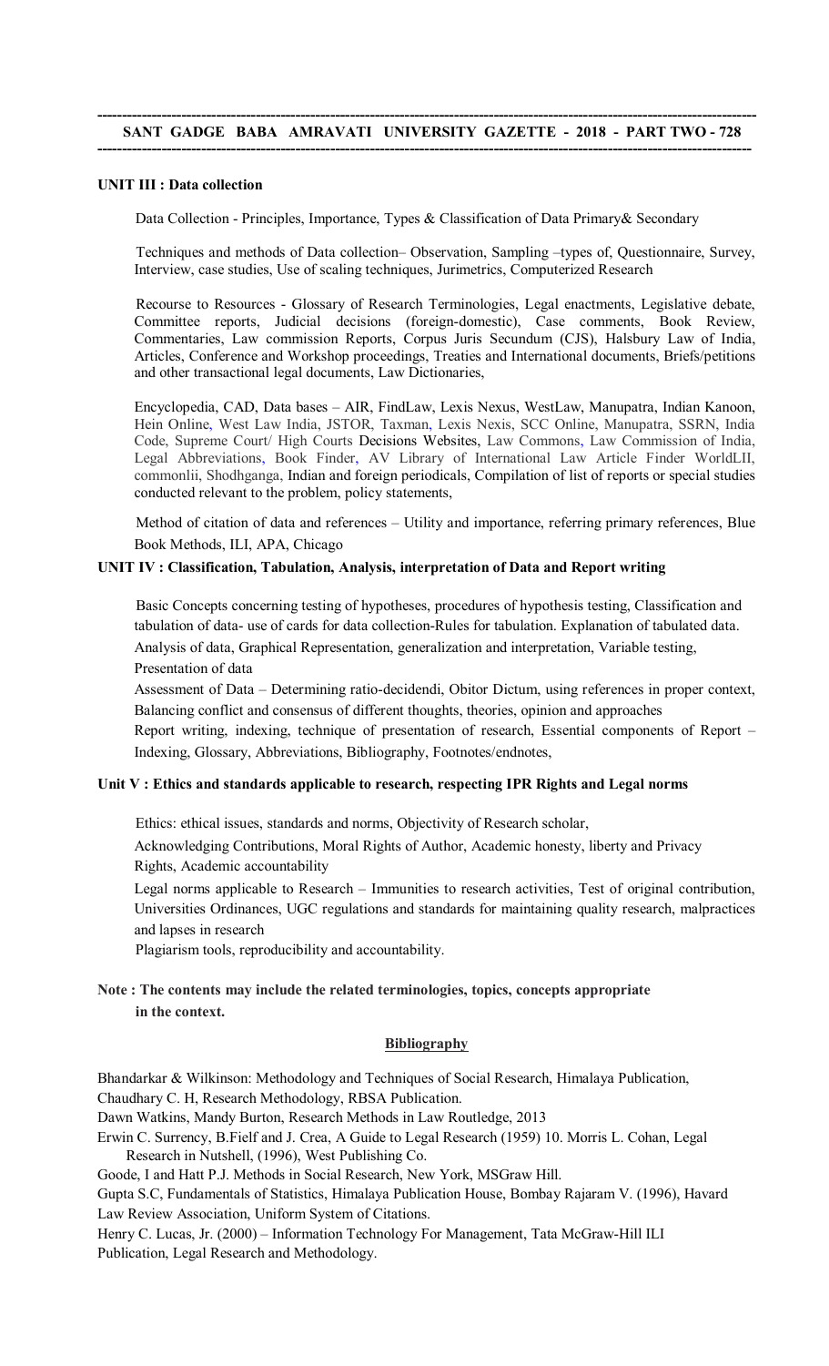**UNIT III : Data collection**

Data Collection - Principles, Importance, Types & Classification of Data Primary& Secondary

Techniques and methods of Data collection– Observation, Sampling –types of, Questionnaire, Survey, Interview, case studies, Use of scaling techniques, Jurimetrics, Computerized Research

Recourse to Resources - Glossary of Research Terminologies, Legal enactments, Legislative debate, Committee reports, Judicial decisions (foreign-domestic), Case comments, Book Review, Commentaries, Law commission Reports, Corpus Juris Secundum (CJS), Halsbury Law of India, Articles, Conference and Workshop proceedings, Treaties and International documents, Briefs/petitions and other transactional legal documents, Law Dictionaries,

Encyclopedia, CAD, Data bases – AIR, FindLaw, Lexis Nexus, WestLaw, Manupatra, Indian Kanoon, Hein Online, West Law India, JSTOR, Taxman, Lexis Nexis, SCC Online, Manupatra, SSRN, India Code, Supreme Court/ High Courts Decisions Websites, Law Commons, Law Commission of India, Legal Abbreviations, Book Finder, AV Library of International Law Article Finder WorldLII, commonlii, Shodhganga, Indian and foreign periodicals, Compilation of list of reports or special studies conducted relevant to the problem, policy statements,

Method of citation of data and references – Utility and importance, referring primary references, Blue Book Methods, ILI, APA, Chicago

**UNIT IV : Classification, Tabulation, Analysis, interpretation of Data and Report writing**

Basic Concepts concerning testing of hypotheses, procedures of hypothesis testing, Classification and tabulation of data- use of cards for data collection-Rules for tabulation. Explanation of tabulated data. Analysis of data, Graphical Representation, generalization and interpretation, Variable testing, Presentation of data

Assessment of Data – Determining ratio-decidendi, Obitor Dictum, using references in proper context, Balancing conflict and consensus of different thoughts, theories, opinion and approaches

Report writing, indexing, technique of presentation of research, Essential components of Report – Indexing, Glossary, Abbreviations, Bibliography, Footnotes/endnotes,

**Unit V : Ethics and standards applicable to research, respecting IPR Rights and Legal norms**

Ethics: ethical issues, standards and norms, Objectivity of Research scholar,

Acknowledging Contributions, Moral Rights of Author, Academic honesty, liberty and Privacy Rights, Academic accountability

Legal norms applicable to Research – Immunities to research activities, Test of original contribution, Universities Ordinances, UGC regulations and standards for maintaining quality research, malpractices and lapses in research

Plagiarism tools, reproducibility and accountability.

**Note : The contents may include the related terminologies, topics, concepts appropriate in the context.**

**Bibliography**

Bhandarkar & Wilkinson: Methodology and Techniques of Social Research, Himalaya Publication,

Chaudhary C. H, Research Methodology, RBSA Publication.

Dawn Watkins, Mandy Burton, Research Methods in Law Routledge, 2013

Erwin C. Surrency, B.Fielf and J. Crea, A Guide to Legal Research (1959) 10. Morris L. Cohan, Legal Research in Nutshell, (1996), West Publishing Co.

Goode, I and Hatt P.J. Methods in Social Research, New York, MSGraw Hill.

Gupta S.C, Fundamentals of Statistics, Himalaya Publication House, Bombay Rajaram V. (1996), Havard Law Review Association, Uniform System of Citations.

Henry C. Lucas, Jr. (2000) – Information Technology For Management, Tata McGraw-Hill ILI Publication, Legal Research and Methodology.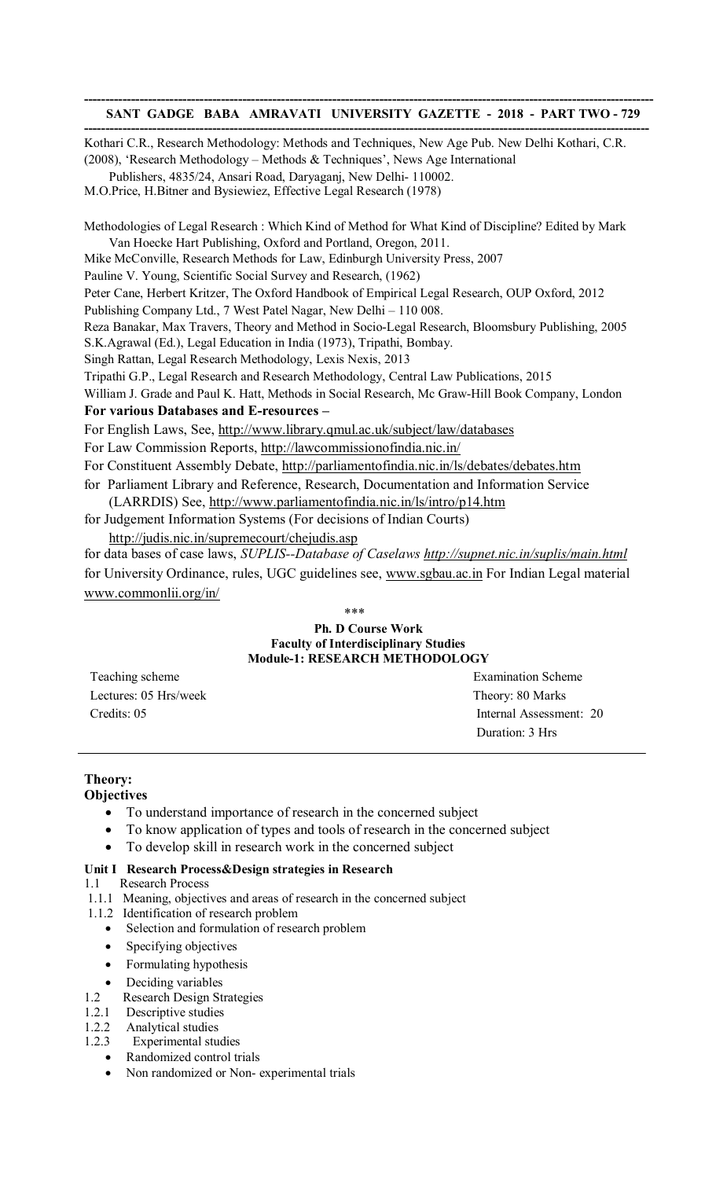Kothari C.R., Research Methodology: Methods and Techniques, New Age Pub. New Delhi Kothari, C.R. (2008), 'Research Methodology – Methods & Techniques', News Age International Publishers, 4835/24, Ansari Road, Daryaganj, New Delhi- 110002.

M.O.Price, H.Bitner and Bysiewiez, Effective Legal Research (1978)

Methodologies of Legal Research : Which Kind of Method for What Kind of Discipline? Edited by Mark Van Hoecke Hart Publishing, Oxford and Portland, Oregon, 2011.

Mike McConville, Research Methods for Law, Edinburgh University Press, 2007

Pauline V. Young, Scientific Social Survey and Research, (1962)

Peter Cane, Herbert Kritzer, The Oxford Handbook of Empirical Legal Research, OUP Oxford, 2012 Publishing Company Ltd., 7 West Patel Nagar, New Delhi – 110 008.

Reza Banakar, Max Travers, Theory and Method in Socio-Legal Research, Bloomsbury Publishing, 2005

S.K.Agrawal (Ed.), Legal Education in India (1973), Tripathi, Bombay.

Singh Rattan, Legal Research Methodology, Lexis Nexis, 2013

Tripathi G.P., Legal Research and Research Methodology, Central Law Publications, 2015

William J. Grade and Paul K. Hatt, Methods in Social Research, Mc Graw-Hill Book Company, London

**For various Databases and E-resources –**

For English Laws, See, http://www.library.qmul.ac.uk/subject/law/databases

For Law Commission Reports, http://lawcommissionofindia.nic.in/

For Constituent Assembly Debate, http://parliamentofindia.nic.in/ls/debates/debates.htm

for Parliament Library and Reference, Research, Documentation and Information Service (LARRDIS) See, http://www.parliamentofindia.nic.in/ls/intro/p14.htm

for Judgement Information Systems (For decisions of Indian Courts) http://judis.nic.in/supremecourt/chejudis.asp

for data bases of case laws, *SUPLIS--Database of Caselaws http://supnet.nic.in/suplis/main.html*

for University Ordinance, rules, UGC guidelines see, www.sgbau.ac.in For Indian Legal material www.commonlii.org/in/

\*\*\*

## Ph. D Course Work
## Faculty of Interdisciplinary Studies
## Module-1: RESEARCH METHODOLOGY

| Teaching scheme | Examination Scheme |
|---|---|
| Lectures: 05 Hrs/week | Theory: 80 Marks |
| Credits: 05 | Internal Assessment: 20 |
| | Duration: 3 Hrs |

**Theory:**

**Objectives**

- To understand importance of research in the concerned subject
- To know application of types and tools of research in the concerned subject
- To develop skill in research work in the concerned subject

**Unit I Research Process&Design strategies in Research**

1.1 Research Process

1.1.1 Meaning, objectives and areas of research in the concerned subject

1.1.2 Identification of research problem

- Selection and formulation of research problem
- Specifying objectives
- Formulating hypothesis
- Deciding variables

1.2 Research Design Strategies

1.2.1 Descriptive studies

1.2.2 Analytical studies

1.2.3 Experimental studies

- Randomized control trials
- Non randomized or Non- experimental trials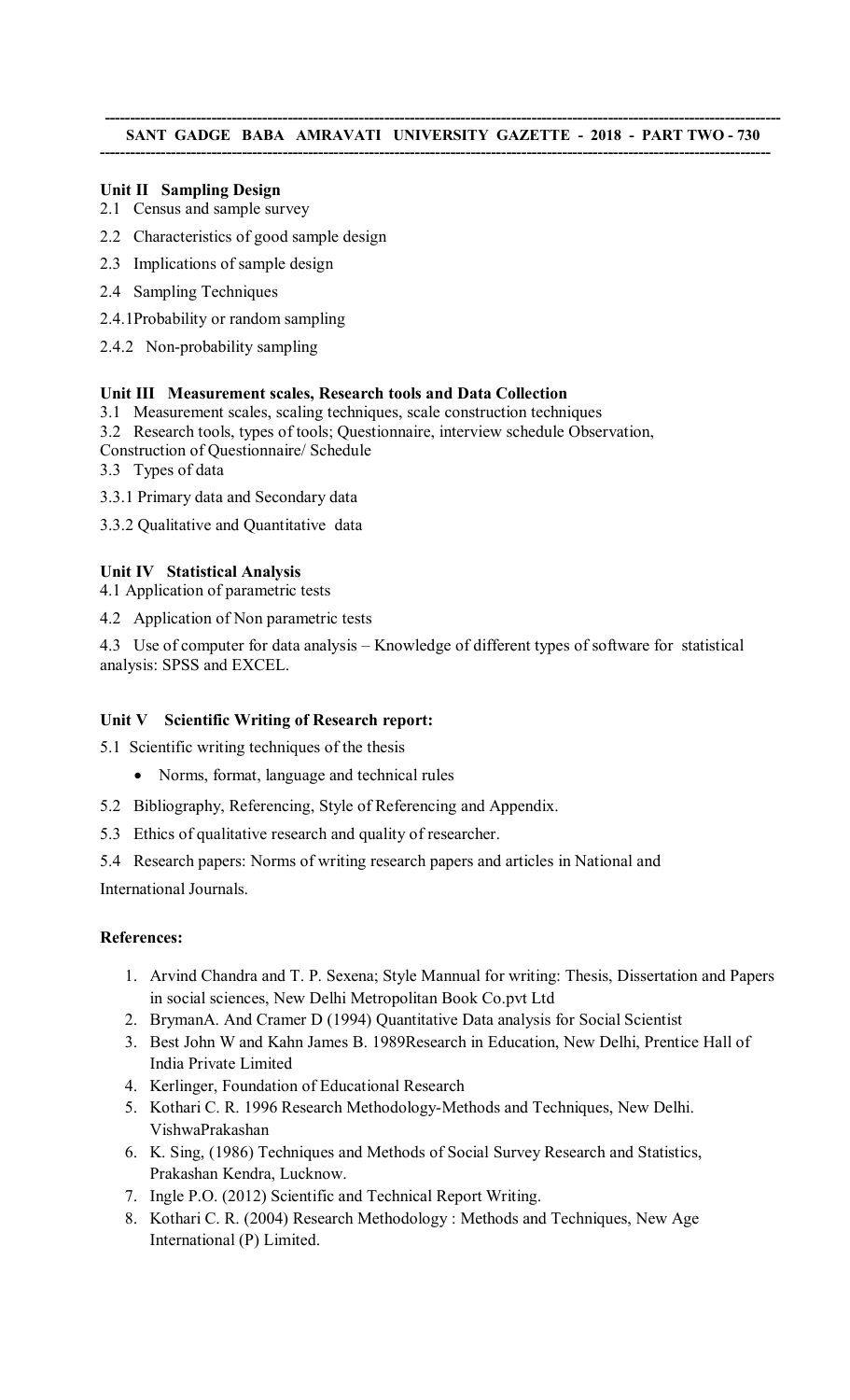**Unit II Sampling Design**

2.1 Census and sample survey

2.2 Characteristics of good sample design

2.3 Implications of sample design

2.4 Sampling Techniques

2.4.1Probability or random sampling

2.4.2 Non-probability sampling

**Unit III Measurement scales, Research tools and Data Collection**

3.1 Measurement scales, scaling techniques, scale construction techniques

3.2 Research tools, types of tools; Questionnaire, interview schedule Observation, Construction of Questionnaire/ Schedule

3.3 Types of data

3.3.1 Primary data and Secondary data

3.3.2 Qualitative and Quantitative data

**Unit IV Statistical Analysis**

4.1 Application of parametric tests

4.2 Application of Non parametric tests

4.3 Use of computer for data analysis – Knowledge of different types of software for statistical analysis: SPSS and EXCEL.

**Unit V Scientific Writing of Research report:**

5.1 Scientific writing techniques of the thesis

- Norms, format, language and technical rules

5.2 Bibliography, Referencing, Style of Referencing and Appendix.

5.3 Ethics of qualitative research and quality of researcher.

5.4 Research papers: Norms of writing research papers and articles in National and International Journals.

**References:**

1. Arvind Chandra and T. P. Sexena; Style Mannual for writing: Thesis, Dissertation and Papers in social sciences, New Delhi Metropolitan Book Co.pvt Ltd
2. BrymanA. And Cramer D (1994) Quantitative Data analysis for Social Scientist
3. Best John W and Kahn James B. 1989Research in Education, New Delhi, Prentice Hall of India Private Limited
4. Kerlinger, Foundation of Educational Research
5. Kothari C. R. 1996 Research Methodology-Methods and Techniques, New Delhi. VishwaPrakashan
6. K. Sing, (1986) Techniques and Methods of Social Survey Research and Statistics, Prakashan Kendra, Lucknow.
7. Ingle P.O. (2012) Scientific and Technical Report Writing.
8. Kothari C. R. (2004) Research Methodology : Methods and Techniques, New Age International (P) Limited.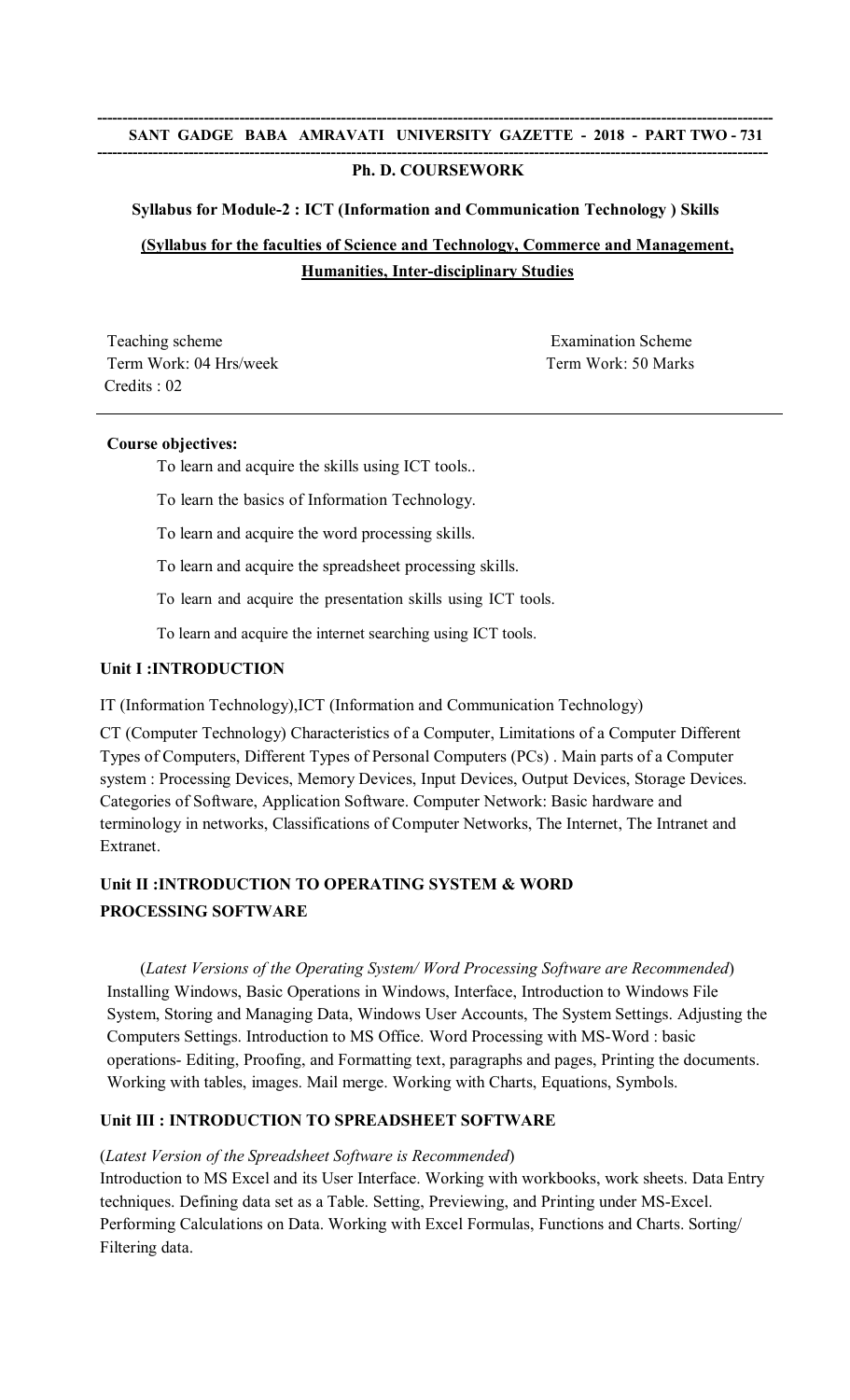## Ph. D. COURSEWORK

### Syllabus for Module-2 : ICT (Information and Communication Technology ) Skills

**(Syllabus for the faculties of Science and Technology, Commerce and Management, Humanities, Inter-disciplinary Studies**

| | |
|---|---|
| Teaching scheme | Examination Scheme |
| Term Work: 04 Hrs/week | Term Work: 50 Marks |
| Credits : 02 | |

**Course objectives:**

To learn and acquire the skills using ICT tools..

To learn the basics of Information Technology.

To learn and acquire the word processing skills.

To learn and acquire the spreadsheet processing skills.

To learn and acquire the presentation skills using ICT tools.

To learn and acquire the internet searching using ICT tools.

### Unit I :INTRODUCTION

IT (Information Technology),ICT (Information and Communication Technology)

CT (Computer Technology) Characteristics of a Computer, Limitations of a Computer Different Types of Computers, Different Types of Personal Computers (PCs) . Main parts of a Computer system : Processing Devices, Memory Devices, Input Devices, Output Devices, Storage Devices. Categories of Software, Application Software. Computer Network: Basic hardware and terminology in networks, Classifications of Computer Networks, The Internet, The Intranet and Extranet.

### Unit II :INTRODUCTION TO OPERATING SYSTEM & WORD PROCESSING SOFTWARE

(*Latest Versions of the Operating System/ Word Processing Software are Recommended*) Installing Windows, Basic Operations in Windows, Interface, Introduction to Windows File System, Storing and Managing Data, Windows User Accounts, The System Settings. Adjusting the Computers Settings. Introduction to MS Office. Word Processing with MS-Word : basic operations- Editing, Proofing, and Formatting text, paragraphs and pages, Printing the documents. Working with tables, images. Mail merge. Working with Charts, Equations, Symbols.

### Unit III : INTRODUCTION TO SPREADSHEET SOFTWARE

(*Latest Version of the Spreadsheet Software is Recommended*)
Introduction to MS Excel and its User Interface. Working with workbooks, work sheets. Data Entry techniques. Defining data set as a Table. Setting, Previewing, and Printing under MS-Excel. Performing Calculations on Data. Working with Excel Formulas, Functions and Charts. Sorting/ Filtering data.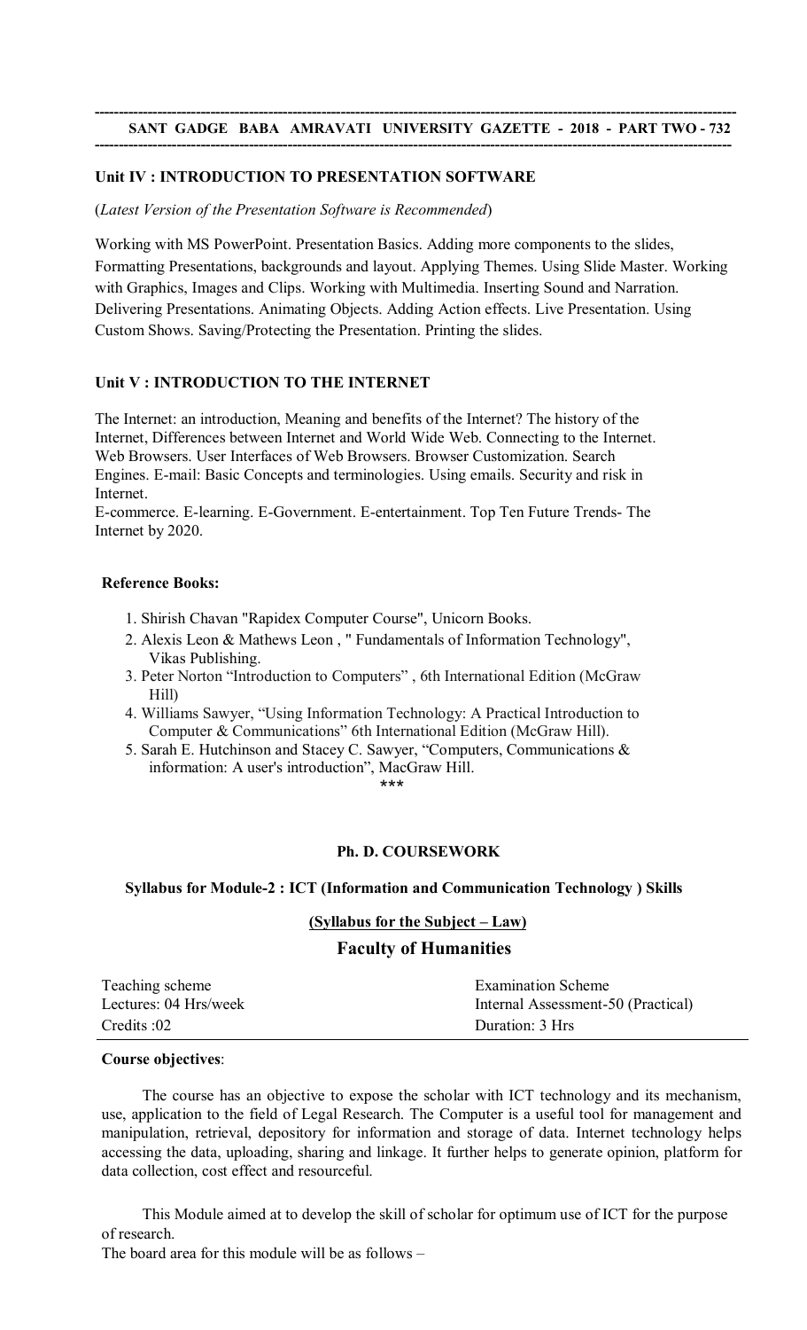### Unit IV : INTRODUCTION TO PRESENTATION SOFTWARE

(*Latest Version of the Presentation Software is Recommended*)

Working with MS PowerPoint. Presentation Basics. Adding more components to the slides, Formatting Presentations, backgrounds and layout. Applying Themes. Using Slide Master. Working with Graphics, Images and Clips. Working with Multimedia. Inserting Sound and Narration. Delivering Presentations. Animating Objects. Adding Action effects. Live Presentation. Using Custom Shows. Saving/Protecting the Presentation. Printing the slides.

### Unit V : INTRODUCTION TO THE INTERNET

The Internet: an introduction, Meaning and benefits of the Internet? The history of the Internet, Differences between Internet and World Wide Web. Connecting to the Internet. Web Browsers. User Interfaces of Web Browsers. Browser Customization. Search Engines. E-mail: Basic Concepts and terminologies. Using emails. Security and risk in Internet.

E-commerce. E-learning. E-Government. E-entertainment. Top Ten Future Trends- The Internet by 2020.

**Reference Books:**

1. Shirish Chavan "Rapidex Computer Course", Unicorn Books.
2. Alexis Leon & Mathews Leon , " Fundamentals of Information Technology", Vikas Publishing.
3. Peter Norton "Introduction to Computers" , 6th International Edition (McGraw Hill)
4. Williams Sawyer, "Using Information Technology: A Practical Introduction to Computer & Communications" 6th International Edition (McGraw Hill).
5. Sarah E. Hutchinson and Stacey C. Sawyer, "Computers, Communications & information: A user's introduction", MacGraw Hill.

***

## Ph. D. COURSEWORK

### Syllabus for Module-2 : ICT (Information and Communication Technology ) Skills

**(Syllabus for the Subject – Law)**

### Faculty of Humanities

| | |
|---|---|
| Teaching scheme | Examination Scheme |
| Lectures: 04 Hrs/week | Internal Assessment-50 (Practical) |
| Credits :02 | Duration: 3 Hrs |

**Course objectives**:

The course has an objective to expose the scholar with ICT technology and its mechanism, use, application to the field of Legal Research. The Computer is a useful tool for management and manipulation, retrieval, depository for information and storage of data. Internet technology helps accessing the data, uploading, sharing and linkage. It further helps to generate opinion, platform for data collection, cost effect and resourceful.

This Module aimed at to develop the skill of scholar for optimum use of ICT for the purpose of research.

The board area for this module will be as follows –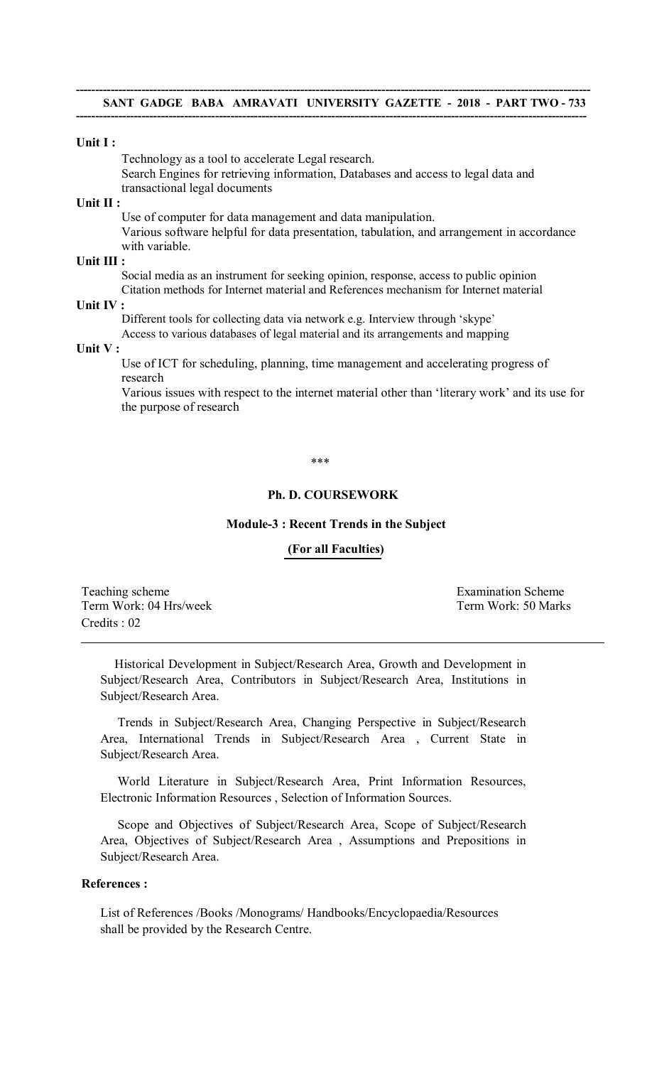**Unit I :**

Technology as a tool to accelerate Legal research.
Search Engines for retrieving information, Databases and access to legal data and transactional legal documents

**Unit II :**

Use of computer for data management and data manipulation.
Various software helpful for data presentation, tabulation, and arrangement in accordance with variable.

**Unit III :**

Social media as an instrument for seeking opinion, response, access to public opinion
Citation methods for Internet material and References mechanism for Internet material

**Unit IV :**

Different tools for collecting data via network e.g. Interview through 'skype'
Access to various databases of legal material and its arrangements and mapping

**Unit V :**

Use of ICT for scheduling, planning, time management and accelerating progress of research
Various issues with respect to the internet material other than 'literary work' and its use for the purpose of research

\*\*\*

## Ph. D. COURSEWORK

### Module-3 : Recent Trends in the Subject

**(For all Faculties)**

| | |
|---|---|
| Teaching scheme | Examination Scheme |
| Term Work: 04 Hrs/week | Term Work: 50 Marks |
| Credits : 02 | |

---

Historical Development in Subject/Research Area, Growth and Development in Subject/Research Area, Contributors in Subject/Research Area, Institutions in Subject/Research Area.

Trends in Subject/Research Area, Changing Perspective in Subject/Research Area, International Trends in Subject/Research Area , Current State in Subject/Research Area.

World Literature in Subject/Research Area, Print Information Resources, Electronic Information Resources , Selection of Information Sources.

Scope and Objectives of Subject/Research Area, Scope of Subject/Research Area, Objectives of Subject/Research Area , Assumptions and Prepositions in Subject/Research Area.

**References :**

List of References /Books /Monograms/ Handbooks/Encyclopaedia/Resources shall be provided by the Research Centre.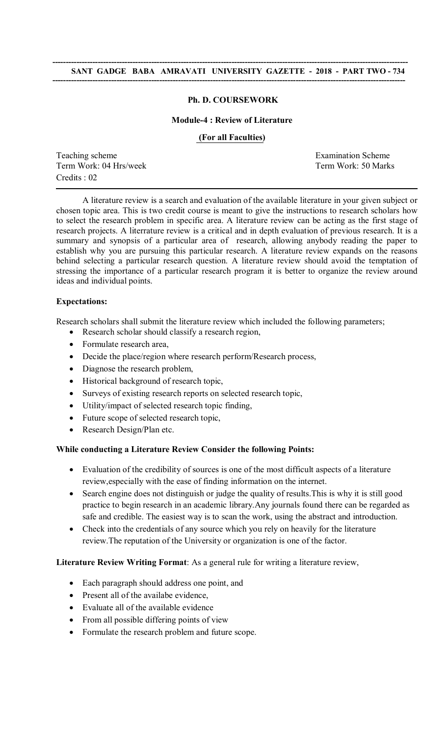## Ph. D. COURSEWORK

### Module-4 : Review of Literature

**(For all Faculties)**

| | |
|---|---|
| Teaching scheme | Examination Scheme |
| Term Work: 04 Hrs/week | Term Work: 50 Marks |
| Credits : 02 | |

A literature review is a search and evaluation of the available literature in your given subject or chosen topic area. This is two credit course is meant to give the instructions to research scholars how to select the research problem in specific area. A literature review can be acting as the first stage of research projects. A literrature review is a critical and in depth evaluation of previous research. It is a summary and synopsis of a particular area of research, allowing anybody reading the paper to establish why you are pursuing this particular research. A literature review expands on the reasons behind selecting a particular research question. A literature review should avoid the temptation of stressing the importance of a particular research program it is better to organize the review around ideas and individual points.

**Expectations:**

Research scholars shall submit the literature review which included the following parameters;

- Research scholar should classify a research region,
- Formulate research area,
- Decide the place/region where research perform/Research process,
- Diagnose the research problem,
- Historical background of research topic,
- Surveys of existing research reports on selected research topic,
- Utility/impact of selected research topic finding,
- Future scope of selected research topic,
- Research Design/Plan etc.

**While conducting a Literature Review Consider the following Points:**

- Evaluation of the credibility of sources is one of the most difficult aspects of a literature review,especially with the ease of finding information on the internet.
- Search engine does not distinguish or judge the quality of results.This is why it is still good practice to begin research in an academic library.Any journals found there can be regarded as safe and credible. The easiest way is to scan the work, using the abstract and introduction.
- Check into the credentials of any source which you rely on heavily for the literature review.The reputation of the University or organization is one of the factor.

**Literature Review Writing Format**: As a general rule for writing a literature review,

- Each paragraph should address one point, and
- Present all of the availabe evidence,
- Evaluate all of the available evidence
- From all possible differing points of view
- Formulate the research problem and future scope.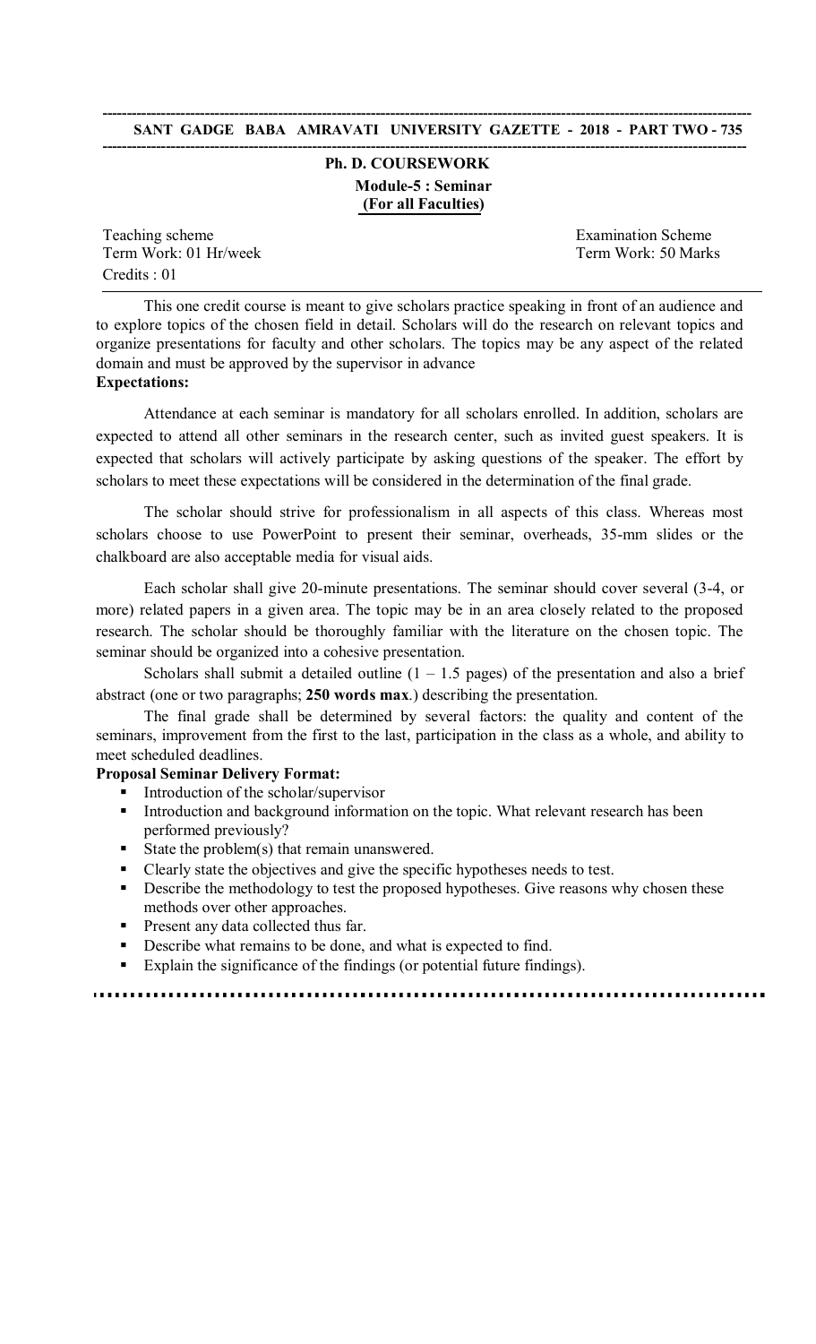**Ph. D. COURSEWORK**

**Module-5 : Seminar**

**(For all Faculties)**

Teaching scheme
Term Work: 01 Hr/week
Credits : 01

Examination Scheme
Term Work: 50 Marks

This one credit course is meant to give scholars practice speaking in front of an audience and to explore topics of the chosen field in detail. Scholars will do the research on relevant topics and organize presentations for faculty and other scholars. The topics may be any aspect of the related domain and must be approved by the supervisor in advance

**Expectations:**

Attendance at each seminar is mandatory for all scholars enrolled. In addition, scholars are expected to attend all other seminars in the research center, such as invited guest speakers. It is expected that scholars will actively participate by asking questions of the speaker. The effort by scholars to meet these expectations will be considered in the determination of the final grade.

The scholar should strive for professionalism in all aspects of this class. Whereas most scholars choose to use PowerPoint to present their seminar, overheads, 35-mm slides or the chalkboard are also acceptable media for visual aids.

Each scholar shall give 20-minute presentations. The seminar should cover several (3-4, or more) related papers in a given area. The topic may be in an area closely related to the proposed research. The scholar should be thoroughly familiar with the literature on the chosen topic. The seminar should be organized into a cohesive presentation.

Scholars shall submit a detailed outline (1 – 1.5 pages) of the presentation and also a brief abstract (one or two paragraphs; **250 words max**.) describing the presentation.

The final grade shall be determined by several factors: the quality and content of the seminars, improvement from the first to the last, participation in the class as a whole, and ability to meet scheduled deadlines.

**Proposal Seminar Delivery Format:**

- Introduction of the scholar/supervisor
- Introduction and background information on the topic. What relevant research has been performed previously?
- State the problem(s) that remain unanswered.
- Clearly state the objectives and give the specific hypotheses needs to test.
- Describe the methodology to test the proposed hypotheses. Give reasons why chosen these methods over other approaches.
- Present any data collected thus far.
- Describe what remains to be done, and what is expected to find.
- Explain the significance of the findings (or potential future findings).